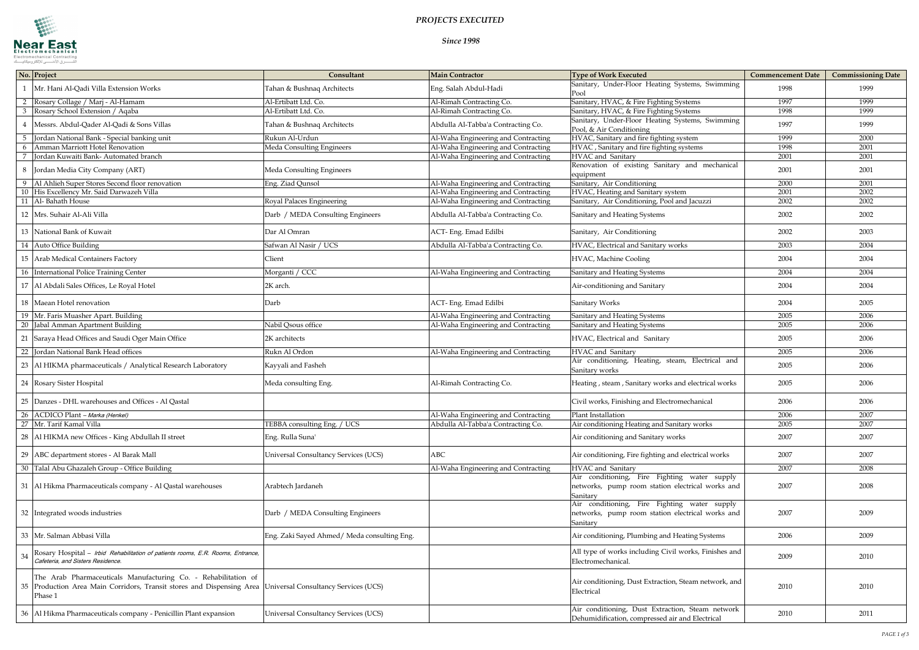# PROJECTS EXECUTED

*Since 1998*

| No. | Project | Consultant | Main Contractor | Type of Work Executed | Commencement Date | Commissioning Date |
|---|---|---|---|---|---|---|
| 1 | Mr. Hani Al-Qadi Villa Extension Works | Tahan & Bushnaq Architects | Eng. Salah Abdul-Hadi | Sanitary, Under-Floor Heating Systems, Swimming Pool | 1998 | 1999 |
| 2 | Rosary Collage / Marj - Al-Hamam | Al-Ertibatt Ltd. Co. | Al-Rimah Contracting Co. | Sanitary, HVAC, & Fire Fighting Systems | 1997 | 1999 |
| 3 | Rosary School Extension / Aqaba | Al-Ertibatt Ltd. Co. | Al-Rimah Contracting Co. | Sanitary, HVAC, & Fire Fighting Systems | 1998 | 1999 |
| 4 | Messrs. Abdul-Qader Al-Qadi & Sons Villas | Tahan & Bushnaq Architects | Abdulla Al-Tabba'a Contracting Co. | Sanitary, Under-Floor Heating Systems, Swimming Pool, & Air Conditioning | 1997 | 1999 |
| 5 | Jordan National Bank - Special banking unit | Rukun Al-Urdun | Al-Waha Engineering and Contracting | HVAC, Sanitary and fire fighting system | 1999 | 2000 |
| 6 | Amman Marriott Hotel Renovation | Meda Consulting Engineers | Al-Waha Engineering and Contracting | HVAC , Sanitary and fire fighting systems | 1998 | 2001 |
| 7 | Jordan Kuwaiti Bank- Automated branch | | Al-Waha Engineering and Contracting | HVAC and Sanitary | 2001 | 2001 |
| 8 | Jordan Media City Company (ART) | Meda Consulting Engineers | | Renovation of existing Sanitary and mechanical equipment | 2001 | 2001 |
| 9 | Al Ahlieh Super Stores Second floor renovation | Eng. Ziad Qunsol | Al-Waha Engineering and Contracting | Sanitary, Air Conditioning | 2000 | 2001 |
| 10 | His Excellency Mr. Said Darwazeh Villa | | Al-Waha Engineering and Contracting | HVAC, Heating and Sanitary system | 2001 | 2002 |
| 11 | Al- Bahath House | Royal Palaces Engineering | Al-Waha Engineering and Contracting | Sanitary, Air Conditioning, Pool and Jacuzzi | 2002 | 2002 |
| 12 | Mrs. Suhair Al-Ali Villa | Darb / MEDA Consulting Engineers | Abdulla Al-Tabba'a Contracting Co. | Sanitary and Heating Systems | 2002 | 2002 |
| 13 | National Bank of Kuwait | Dar Al Omran | ACT- Eng. Emad Edilbi | Sanitary, Air Conditioning | 2002 | 2003 |
| 14 | Auto Office Building | Safwan Al Nasir / UCS | Abdulla Al-Tabba'a Contracting Co. | HVAC, Electrical and Sanitary works | 2003 | 2004 |
| 15 | Arab Medical Containers Factory | Client | | HVAC, Machine Cooling | 2004 | 2004 |
| 16 | International Police Training Center | Morganti / CCC | Al-Waha Engineering and Contracting | Sanitary and Heating Systems | 2004 | 2004 |
| 17 | Al Abdali Sales Offices, Le Royal Hotel | 2K arch. | | Air-conditioning and Sanitary | 2004 | 2004 |
| 18 | Maean Hotel renovation | Darb | ACT- Eng. Emad Edilbi | Sanitary Works | 2004 | 2005 |
| 19 | Mr. Faris Muasher Apart. Building | | Al-Waha Engineering and Contracting | Sanitary and Heating Systems | 2005 | 2006 |
| 20 | Jabal Amman Apartment Building | Nabil Qsous office | Al-Waha Engineering and Contracting | Sanitary and Heating Systems | 2005 | 2006 |
| 21 | Saraya Head Offices and Saudi Oger Main Office | 2K architects | | HVAC, Electrical and Sanitary | 2005 | 2006 |
| 22 | Jordan National Bank Head offices | Rukn Al Ordon | Al-Waha Engineering and Contracting | HVAC and Sanitary | 2005 | 2006 |
| 23 | Al HIKMA pharmaceuticals / Analytical Research Laboratory | Kayyali and Fasheh | | Air conditioning, Heating, steam, Electrical and Sanitary works | 2005 | 2006 |
| 24 | Rosary Sister Hospital | Meda consulting Eng. | Al-Rimah Contracting Co. | Heating , steam , Sanitary works and electrical works | 2005 | 2006 |
| 25 | Danzes - DHL warehouses and Offices - Al Qastal | | | Civil works, Finishing and Electromechanical | 2006 | 2006 |
| 26 | ACDICO Plant – *Marka (Henkel)* | | Al-Waha Engineering and Contracting | Plant Installation | 2006 | 2007 |
| 27 | Mr. Tarif Kamal Villa | TEBBA consulting Eng. / UCS | Abdulla Al-Tabba'a Contracting Co. | Air conditioning Heating and Sanitary works | 2005 | 2007 |
| 28 | Al HIKMA new Offices - King Abdullah II street | Eng. Rulla Suna' | | Air conditioning and Sanitary works | 2007 | 2007 |
| 29 | ABC department stores - Al Barak Mall | Universal Consultancy Services (UCS) | ABC | Air conditioning, Fire fighting and electrical works | 2007 | 2007 |
| 30 | Talal Abu Ghazaleh Group - Office Building | | Al-Waha Engineering and Contracting | HVAC and Sanitary | 2007 | 2008 |
| 31 | Al Hikma Pharmaceuticals company - Al Qastal warehouses | Arabtech Jardaneh | | Air conditioning, Fire Fighting water supply networks, pump room station electrical works and Sanitary | 2007 | 2008 |
| 32 | Integrated woods industries | Darb / MEDA Consulting Engineers | | Air conditioning, Fire Fighting water supply networks, pump room station electrical works and Sanitary | 2007 | 2009 |
| 33 | Mr. Salman Abbasi Villa | Eng. Zaki Sayed Ahmed/ Meda consulting Eng. | | Air conditioning, Plumbing and Heating Systems | 2006 | 2009 |
| 34 | Rosary Hospital – *Irbid Rehabilitation of patients rooms, E.R. Rooms, Entrance, Cafeteria, and Sisters Residence.* | | | All type of works including Civil works, Finishes and Electromechanical. | 2009 | 2010 |
| 35 | The Arab Pharmaceuticals Manufacturing Co. - Rehabilitation of Production Area Main Corridors, Transit stores and Dispensing Area Phase 1 | Universal Consultancy Services (UCS) | | Air conditioning, Dust Extraction, Steam network, and Electrical | 2010 | 2010 |
| 36 | Al Hikma Pharmaceuticals company - Penicillin Plant expansion | Universal Consultancy Services (UCS) | | Air conditioning, Dust Extraction, Steam network Dehumidification, compressed air and Electrical | 2010 | 2011 |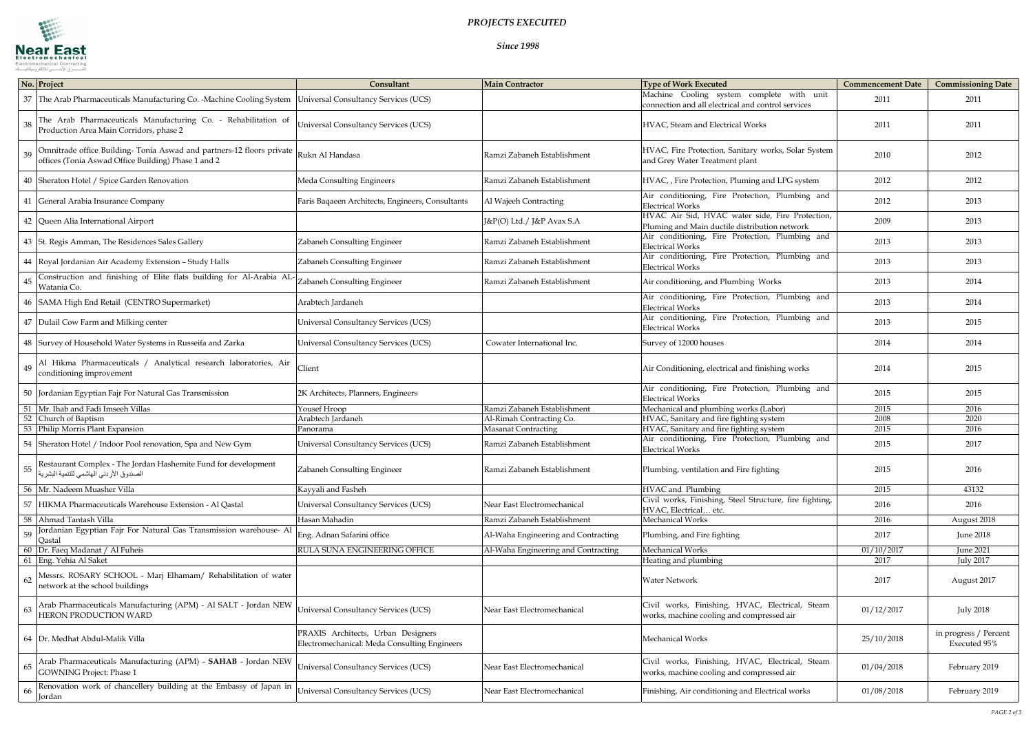# *PROJECTS EXECUTED*

***Since 1998***

| No. | Project | Consultant | Main Contractor | Type of Work Executed | Commencement Date | Commissioning Date |
|---|---|---|---|---|---|---|
| 37 | The Arab Pharmaceuticals Manufacturing Co. -Machine Cooling System | Universal Consultancy Services (UCS) | | Machine Cooling system complete with unit connection and all electrical and control services | 2011 | 2011 |
| 38 | The Arab Pharmaceuticals Manufacturing Co. - Rehabilitation of Production Area Main Corridors, phase 2 | Universal Consultancy Services (UCS) | | HVAC, Steam and Electrical Works | 2011 | 2011 |
| 39 | Omnitrade office Building- Tonia Aswad and partners-12 floors private offices (Tonia Aswad Office Building) Phase 1 and 2 | Rukn Al Handasa | Ramzi Zabaneh Establishment | HVAC, Fire Protection, Sanitary works, Solar System and Grey Water Treatment plant | 2010 | 2012 |
| 40 | Sheraton Hotel / Spice Garden Renovation | Meda Consulting Engineers | Ramzi Zabaneh Establishment | HVAC, , Fire Protection, Pluming and LPG system | 2012 | 2012 |
| 41 | General Arabia Insurance Company | Faris Baqaeen Architects, Engineers, Consultants | Al Wajeeh Contracting | Air conditioning, Fire Protection, Plumbing and Electrical Works | 2012 | 2013 |
| 42 | Queen Alia International Airport | | J&P(O) Ltd./ J&P Avax S.A | HVAC Air Sid, HVAC water side, Fire Protection, Pluming and Main ductile distribution network | 2009 | 2013 |
| 43 | St. Regis Amman, The Residences Sales Gallery | Zabaneh Consulting Engineer | Ramzi Zabaneh Establishment | Air conditioning, Fire Protection, Plumbing and Electrical Works | 2013 | 2013 |
| 44 | Royal Jordanian Air Academy Extension – Study Halls | Zabaneh Consulting Engineer | Ramzi Zabaneh Establishment | Air conditioning, Fire Protection, Plumbing and Electrical Works | 2013 | 2013 |
| 45 | Construction and finishing of Elite flats building for Al-Arabia AL-Watania Co. | Zabaneh Consulting Engineer | Ramzi Zabaneh Establishment | Air conditioning, and Plumbing Works | 2013 | 2014 |
| 46 | SAMA High End Retail (CENTRO Supermarket) | Arabtech Jardaneh | | Air conditioning, Fire Protection, Plumbing and Electrical Works | 2013 | 2014 |
| 47 | Dulail Cow Farm and Milking center | Universal Consultancy Services (UCS) | | Air conditioning, Fire Protection, Plumbing and Electrical Works | 2013 | 2015 |
| 48 | Survey of Household Water Systems in Russeifa and Zarka | Universal Consultancy Services (UCS) | Cowater International Inc. | Survey of 12000 houses | 2014 | 2014 |
| 49 | Al Hikma Pharmaceuticals / Analytical research laboratories, Air conditioning improvement | Client | | Air Conditioning, electrical and finishing works | 2014 | 2015 |
| 50 | Jordanian Egyptian Fajr For Natural Gas Transmission | 2K Architects, Planners, Engineers | | Air conditioning, Fire Protection, Plumbing and Electrical Works | 2015 | 2015 |
| 51 | Mr. Ihab and Fadi Imseeh Villas | Yousef Hroop | Ramzi Zabaneh Establishment | Mechanical and plumbing works (Labor) | 2015 | 2016 |
| 52 | Church of Baptism | Arabtech Jardaneh | Al-Rimah Contracting Co. | HVAC, Sanitary and fire fighting system | 2008 | 2020 |
| 53 | Philip Morris Plant Expansion | Panorama | Masanat Contracting | HVAC, Sanitary and fire fighting system | 2015 | 2016 |
| 54 | Sheraton Hotel / Indoor Pool renovation, Spa and New Gym | Universal Consultancy Services (UCS) | Ramzi Zabaneh Establishment | Air conditioning, Fire Protection, Plumbing and Electrical Works | 2015 | 2017 |
| 55 | Restaurant Complex - The Jordan Hashemite Fund for development الصندوق الأردني الهاشمي للتنمية البشرية | Zabaneh Consulting Engineer | Ramzi Zabaneh Establishment | Plumbing, ventilation and Fire fighting | 2015 | 2016 |
| 56 | Mr. Nadeem Muasher Villa | Kayyali and Fasheh | | HVAC and Plumbing | 2015 | 43132 |
| 57 | HIKMA Pharmaceuticals Warehouse Extension - Al Qastal | Universal Consultancy Services (UCS) | Near East Electromechanical | Civil works, Finishing, Steel Structure, fire fighting, HVAC, Electrical… etc. | 2016 | 2016 |
| 58 | Ahmad Tantash Villa | Hasan Mahadin | Ramzi Zabaneh Establishment | Mechanical Works | 2016 | August 2018 |
| 59 | Jordanian Egyptian Fajr For Natural Gas Transmission warehouse- Al Qastal | Eng. Adnan Safarini office | Al-Waha Engineering and Contracting | Plumbing, and Fire fighting | 2017 | June 2018 |
| 60 | Dr. Faeq Madanat / Al Fuheis | RULA SUNA ENGINEERING OFFICE | Al-Waha Engineering and Contracting | Mechanical Works | 01/10/2017 | June 2021 |
| 61 | Eng. Yehia Al Saket | | | Heating and plumbing | 2017 | July 2017 |
| 62 | Messrs. ROSARY SCHOOL - Marj Elhamam/ Rehabilitation of water network at the school buildings | | | Water Network | 2017 | August 2017 |
| 63 | Arab Pharmaceuticals Manufacturing (APM) - Al SALT - Jordan NEW HERON PRODUCTION WARD | Universal Consultancy Services (UCS) | Near East Electromechanical | Civil works, Finishing, HVAC, Electrical, Steam works, machine cooling and compressed air | 01/12/2017 | July 2018 |
| 64 | Dr. Medhat Abdul-Malik Villa | PRAXIS Architects, Urban Designers Electromechanical: Meda Consulting Engineers | | Mechanical Works | 25/10/2018 | in progress / Percent Executed 95% |
| 65 | Arab Pharmaceuticals Manufacturing (APM) - **SAHAB** - Jordan NEW GOWNING Project: Phase 1 | Universal Consultancy Services (UCS) | Near East Electromechanical | Civil works, Finishing, HVAC, Electrical, Steam works, machine cooling and compressed air | 01/04/2018 | February 2019 |
| 66 | Renovation work of chancellery building at the Embassy of Japan in Jordan | Universal Consultancy Services (UCS) | Near East Electromechanical | Finishing, Air conditioning and Electrical works | 01/08/2018 | February 2019 |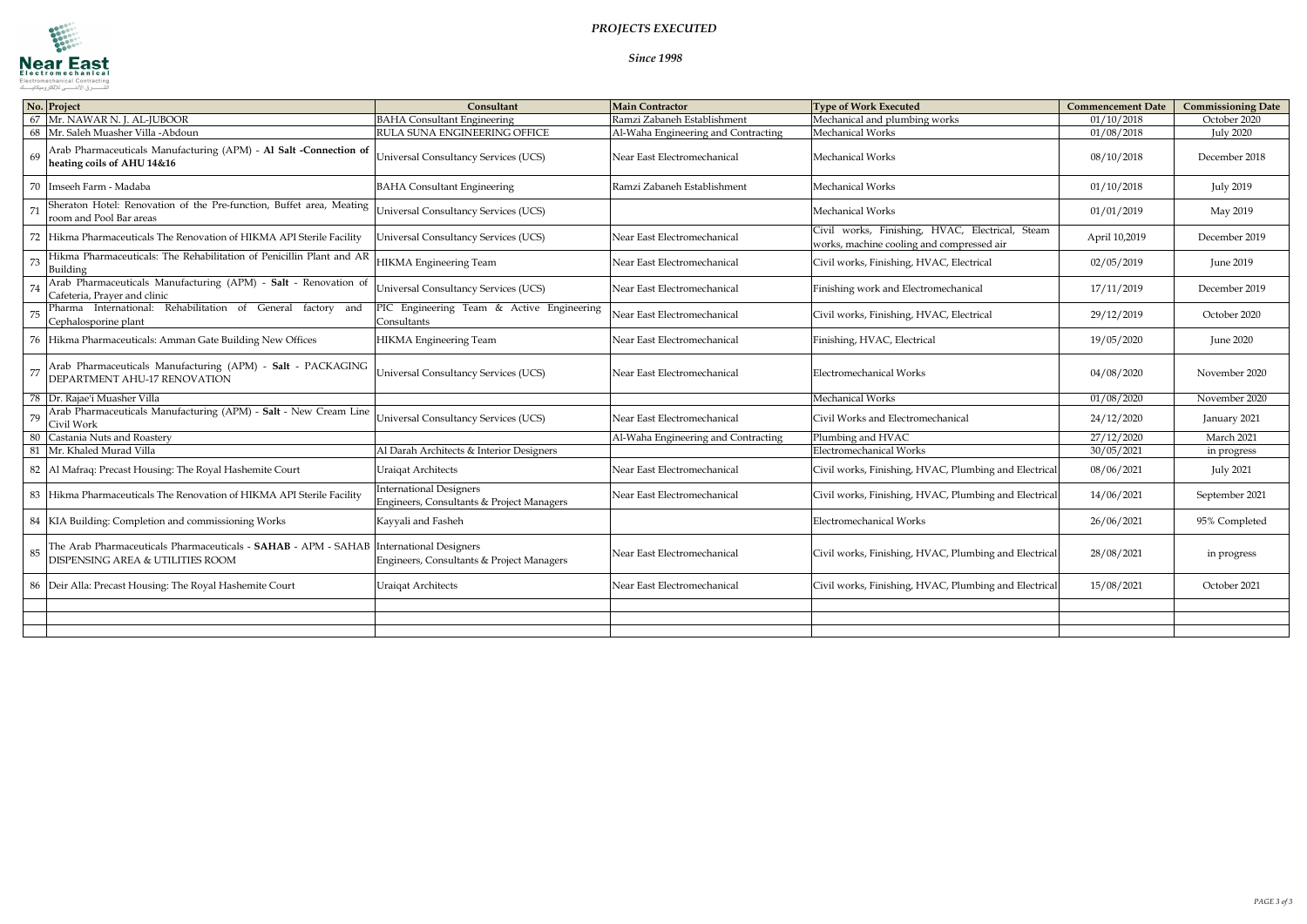*PROJECTS EXECUTED*

*Since 1998*

| No. | Project | Consultant | Main Contractor | Type of Work Executed | Commencement Date | Commissioning Date |
|---|---|---|---|---|---|---|
| 67 | Mr. NAWAR N. J. AL-JUBOOR | BAHA Consultant Engineering | Ramzi Zabaneh Establishment | Mechanical and plumbing works | 01/10/2018 | October 2020 |
| 68 | Mr. Saleh Muasher Villa -Abdoun | RULA SUNA ENGINEERING OFFICE | Al-Waha Engineering and Contracting | Mechanical Works | 01/08/2018 | July 2020 |
| 69 | Arab Pharmaceuticals Manufacturing (APM) - **Al Salt -Connection of heating coils of AHU 14&16** | Universal Consultancy Services (UCS) | Near East Electromechanical | Mechanical Works | 08/10/2018 | December 2018 |
| 70 | Imseeh Farm - Madaba | BAHA Consultant Engineering | Ramzi Zabaneh Establishment | Mechanical Works | 01/10/2018 | July 2019 |
| 71 | Sheraton Hotel: Renovation of the Pre-function, Buffet area, Meating room and Pool Bar areas | Universal Consultancy Services (UCS) | | Mechanical Works | 01/01/2019 | May 2019 |
| 72 | Hikma Pharmaceuticals The Renovation of HIKMA API Sterile Facility | Universal Consultancy Services (UCS) | Near East Electromechanical | Civil works, Finishing, HVAC, Electrical, Steam works, machine cooling and compressed air | April 10,2019 | December 2019 |
| 73 | Hikma Pharmaceuticals: The Rehabilitation of Penicillin Plant and AR Building | HIKMA Engineering Team | Near East Electromechanical | Civil works, Finishing, HVAC, Electrical | 02/05/2019 | June 2019 |
| 74 | Arab Pharmaceuticals Manufacturing (APM) - **Salt** - Renovation of Cafeteria, Prayer and clinic | Universal Consultancy Services (UCS) | Near East Electromechanical | Finishing work and Electromechanical | 17/11/2019 | December 2019 |
| 75 | Pharma International: Rehabilitation of General factory and Cephalosporine plant | PIC Engineering Team & Active Engineering Consultants | Near East Electromechanical | Civil works, Finishing, HVAC, Electrical | 29/12/2019 | October 2020 |
| 76 | Hikma Pharmaceuticals: Amman Gate Building New Offices | HIKMA Engineering Team | Near East Electromechanical | Finishing, HVAC, Electrical | 19/05/2020 | June 2020 |
| 77 | Arab Pharmaceuticals Manufacturing (APM) - **Salt** - PACKAGING DEPARTMENT AHU-17 RENOVATION | Universal Consultancy Services (UCS) | Near East Electromechanical | Electromechanical Works | 04/08/2020 | November 2020 |
| 78 | Dr. Rajae'i Muasher Villa | | | Mechanical Works | 01/08/2020 | November 2020 |
| 79 | Arab Pharmaceuticals Manufacturing (APM) - **Salt** - New Cream Line Civil Work | Universal Consultancy Services (UCS) | Near East Electromechanical | Civil Works and Electromechanical | 24/12/2020 | January 2021 |
| 80 | Castania Nuts and Roastery | | Al-Waha Engineering and Contracting | Plumbing and HVAC | 27/12/2020 | March 2021 |
| 81 | Mr. Khaled Murad Villa | Al Darah Architects & Interior Designers | | Electromechanical Works | 30/05/2021 | in progress |
| 82 | Al Mafraq: Precast Housing: The Royal Hashemite Court | Uraiqat Architects | Near East Electromechanical | Civil works, Finishing, HVAC, Plumbing and Electrical | 08/06/2021 | July 2021 |
| 83 | Hikma Pharmaceuticals The Renovation of HIKMA API Sterile Facility | International Designers Engineers, Consultants & Project Managers | Near East Electromechanical | Civil works, Finishing, HVAC, Plumbing and Electrical | 14/06/2021 | September 2021 |
| 84 | KIA Building: Completion and commissioning Works | Kayyali and Fasheh | | Electromechanical Works | 26/06/2021 | 95% Completed |
| 85 | The Arab Pharmaceuticals Pharmaceuticals - **SAHAB** - APM - SAHAB DISPENSING AREA & UTILITIES ROOM | International Designers Engineers, Consultants & Project Managers | Near East Electromechanical | Civil works, Finishing, HVAC, Plumbing and Electrical | 28/08/2021 | in progress |
| 86 | Deir Alla: Precast Housing: The Royal Hashemite Court | Uraiqat Architects | Near East Electromechanical | Civil works, Finishing, HVAC, Plumbing and Electrical | 15/08/2021 | October 2021 |
| | | | | | | |
| | | | | | | |
| | | | | | | |